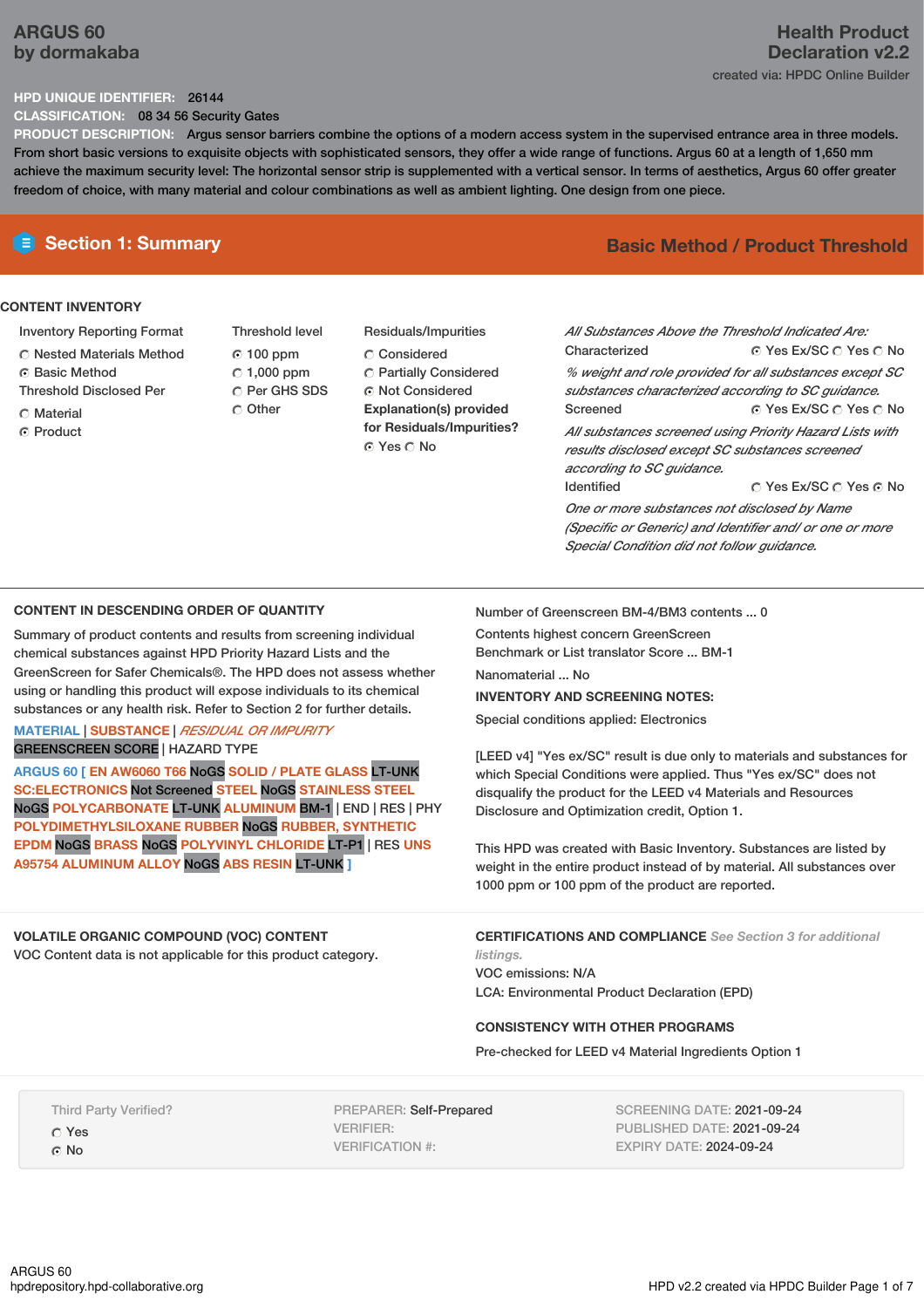# ARGUS 60
by dormakaba

## Health Product Declaration v2.2

created via: HPDC Online Builder

**HPD UNIQUE IDENTIFIER:** 26144

**CLASSIFICATION:** 08 34 56 Security Gates

**PRODUCT DESCRIPTION:** Argus sensor barriers combine the options of a modern access system in the supervised entrance area in three models. From short basic versions to exquisite objects with sophisticated sensors, they offer a wide range of functions. Argus 60 at a length of 1,650 mm achieve the maximum security level: The horizontal sensor strip is supplemented with a vertical sensor. In terms of aesthetics, Argus 60 offer greater freedom of choice, with many material and colour combinations as well as ambient lighting. One design from one piece.

## Section 1: Summary

**Basic Method / Product Threshold**

### CONTENT INVENTORY

**Inventory Reporting Format**
- ○ Nested Materials Method
- ● Basic Method

**Threshold Disclosed Per**
- ○ Material
- ● Product

**Threshold level**
- ● 100 ppm
- ○ 1,000 ppm
- ○ Per GHS SDS
- ○ Other

**Residuals/Impurities**
- ○ Considered
- ○ Partially Considered
- ● Not Considered

**Explanation(s) provided for Residuals/Impurities?**
- ● Yes ○ No

*All Substances Above the Threshold Indicated Are:*

**Characterized** ● Yes Ex/SC ○ Yes ○ No

*% weight and role provided for all substances except SC substances characterized according to SC guidance.*

**Screened** ● Yes Ex/SC ○ Yes ○ No

*All substances screened using Priority Hazard Lists with results disclosed except SC substances screened according to SC guidance.*

**Identified** ○ Yes Ex/SC ○ Yes ● No

*One or more substances not disclosed by Name (Specific or Generic) and Identifier and/ or one or more Special Condition did not follow guidance.*

### CONTENT IN DESCENDING ORDER OF QUANTITY

Summary of product contents and results from screening individual chemical substances against HPD Priority Hazard Lists and the GreenScreen for Safer Chemicals®. The HPD does not assess whether using or handling this product will expose individuals to its chemical substances or any health risk. Refer to Section 2 for further details.

MATERIAL | SUBSTANCE | *RESIDUAL OR IMPURITY*
GREENSCREEN SCORE | HAZARD TYPE

ARGUS 60 [ EN AW6060 T66 NoGS SOLID / PLATE GLASS LT-UNK SC:ELECTRONICS Not Screened STEEL NoGS STAINLESS STEEL NoGS POLYCARBONATE LT-UNK ALUMINUM BM-1 | END | RES | PHY POLYDIMETHYLSILOXANE RUBBER NoGS RUBBER, SYNTHETIC EPDM NoGS BRASS NoGS POLYVINYL CHLORIDE LT-P1 | RES UNS A95754 ALUMINUM ALLOY NoGS ABS RESIN LT-UNK ]

Number of Greenscreen BM-4/BM3 contents ... 0

Contents highest concern GreenScreen Benchmark or List translator Score ... BM-1

Nanomaterial ... No

**INVENTORY AND SCREENING NOTES:**

Special conditions applied: Electronics

[LEED v4] "Yes ex/SC" result is due only to materials and substances for which Special Conditions were applied. Thus "Yes ex/SC" does not disqualify the product for the LEED v4 Materials and Resources Disclosure and Optimization credit, Option 1.

This HPD was created with Basic Inventory. Substances are listed by weight in the entire product instead of by material. All substances over 1000 ppm or 100 ppm of the product are reported.

### VOLATILE ORGANIC COMPOUND (VOC) CONTENT

VOC Content data is not applicable for this product category.

### CERTIFICATIONS AND COMPLIANCE *See Section 3 for additional listings.*

VOC emissions: N/A

LCA: Environmental Product Declaration (EPD)

### CONSISTENCY WITH OTHER PROGRAMS

Pre-checked for LEED v4 Material Ingredients Option 1

Third Party Verified?
- ○ Yes
- ● No

PREPARER: Self-Prepared
VERIFIER:
VERIFICATION #:

SCREENING DATE: 2021-09-24
PUBLISHED DATE: 2021-09-24
EXPIRY DATE: 2024-09-24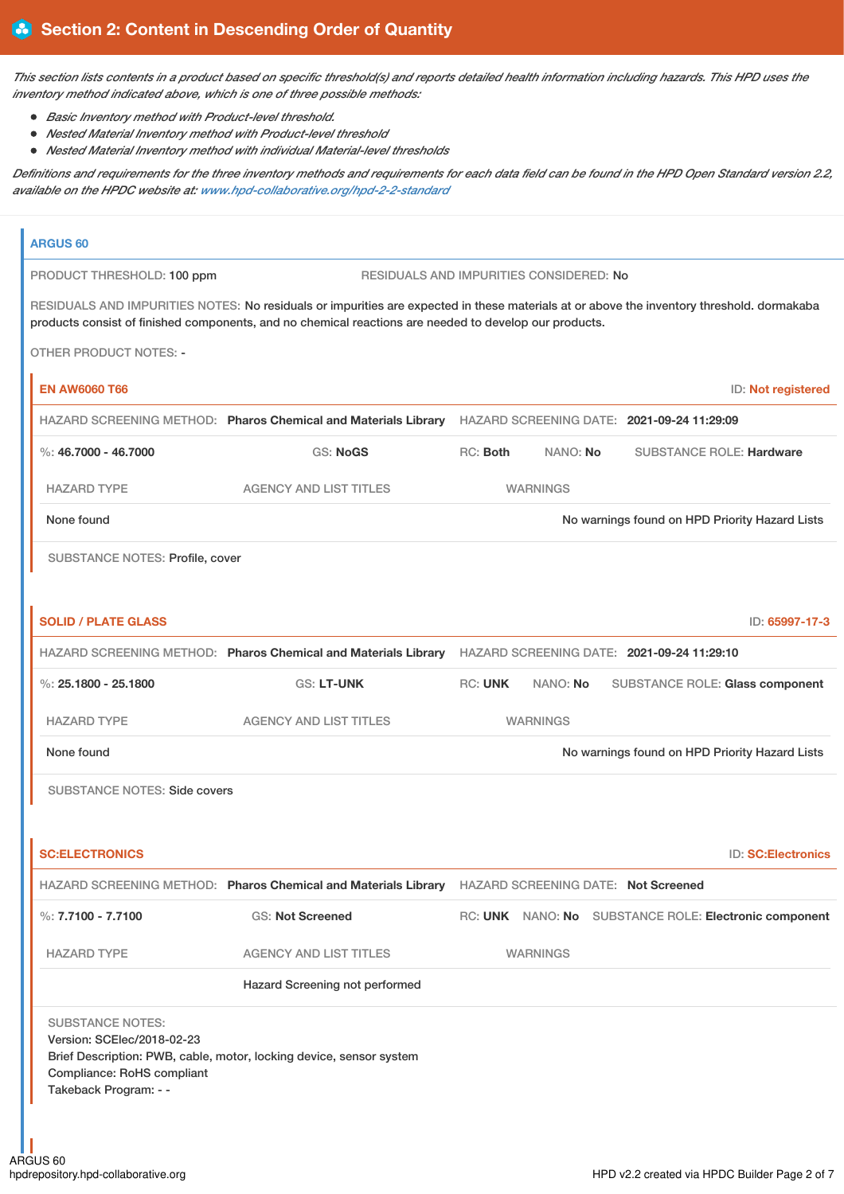## Section 2: Content in Descending Order of Quantity

*This section lists contents in a product based on specific threshold(s) and reports detailed health information including hazards. This HPD uses the inventory method indicated above, which is one of three possible methods:*

- *Basic Inventory method with Product-level threshold.*
- *Nested Material Inventory method with Product-level threshold*
- *Nested Material Inventory method with individual Material-level thresholds*

*Definitions and requirements for the three inventory methods and requirements for each data field can be found in the HPD Open Standard version 2.2, available on the HPDC website at: www.hpd-collaborative.org/hpd-2-2-standard*

### ARGUS 60

PRODUCT THRESHOLD: **100 ppm** RESIDUALS AND IMPURITIES CONSIDERED: **No**

RESIDUALS AND IMPURITIES NOTES: No residuals or impurities are expected in these materials at or above the inventory threshold. dormakaba products consist of finished components, and no chemical reactions are needed to develop our products.

OTHER PRODUCT NOTES: -

#### EN AW6060 T66

ID: **Not registered**

HAZARD SCREENING METHOD: **Pharos Chemical and Materials Library** HAZARD SCREENING DATE: **2021-09-24 11:29:09**

%: **46.7000 - 46.7000** GS: **NoGS** RC: **Both** NANO: **No** SUBSTANCE ROLE: **Hardware**

| HAZARD TYPE | AGENCY AND LIST TITLES | WARNINGS |
|---|---|---|
| None found | | No warnings found on HPD Priority Hazard Lists |

SUBSTANCE NOTES: Profile, cover

#### SOLID / PLATE GLASS

ID: **65997-17-3**

HAZARD SCREENING METHOD: **Pharos Chemical and Materials Library** HAZARD SCREENING DATE: **2021-09-24 11:29:10**

%: **25.1800 - 25.1800** GS: **LT-UNK** RC: **UNK** NANO: **No** SUBSTANCE ROLE: **Glass component**

| HAZARD TYPE | AGENCY AND LIST TITLES | WARNINGS |
|---|---|---|
| None found | | No warnings found on HPD Priority Hazard Lists |

SUBSTANCE NOTES: Side covers

#### SC:ELECTRONICS

ID: **SC:Electronics**

HAZARD SCREENING METHOD: **Pharos Chemical and Materials Library** HAZARD SCREENING DATE: **Not Screened**

%: **7.7100 - 7.7100** GS: **Not Screened** RC: **UNK** NANO: **No** SUBSTANCE ROLE: **Electronic component**

| HAZARD TYPE | AGENCY AND LIST TITLES | WARNINGS |
|---|---|---|
| | Hazard Screening not performed | |

SUBSTANCE NOTES:
Version: SCElec/2018-02-23
Brief Description: PWB, cable, motor, locking device, sensor system
Compliance: RoHS compliant
Takeback Program: - -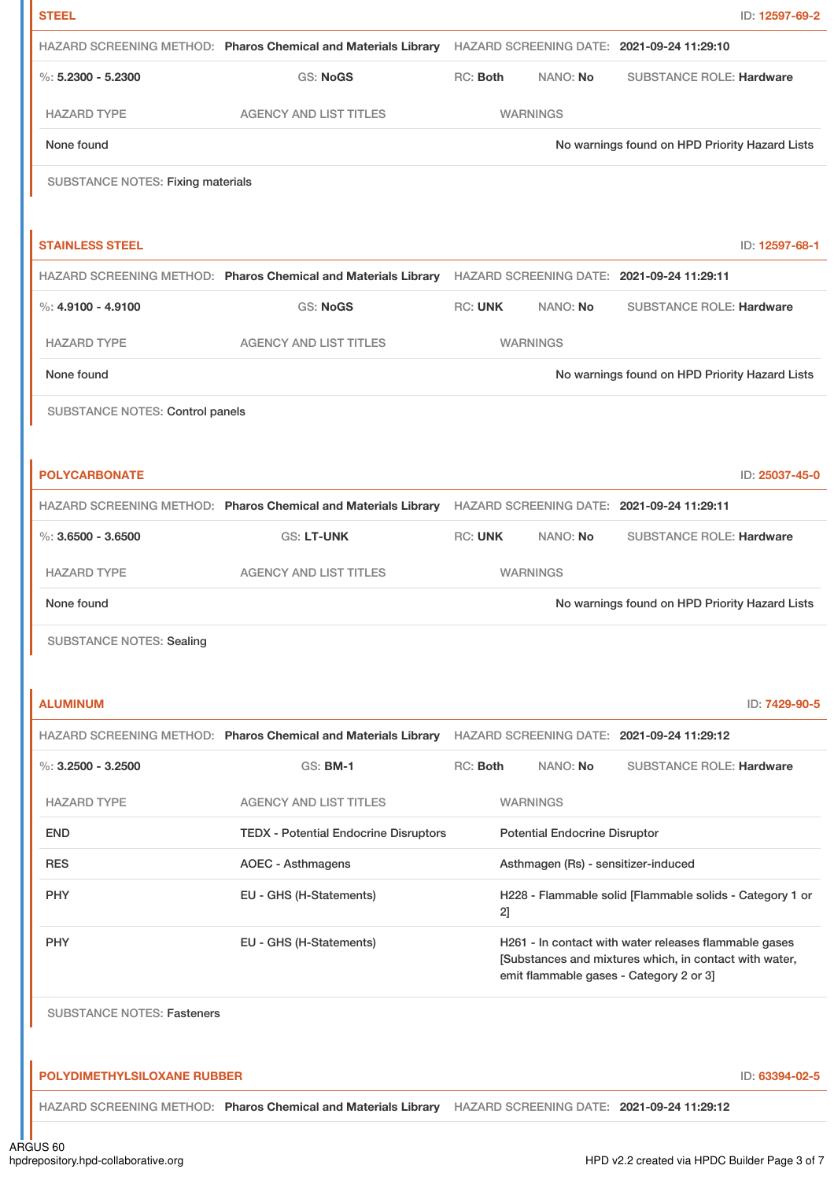**STEEL** ID: 12597-69-2

HAZARD SCREENING METHOD: **Pharos Chemical and Materials Library** HAZARD SCREENING DATE: **2021-09-24 11:29:10**

%: **5.2300 - 5.2300** GS: **NoGS** RC: **Both** NANO: **No** SUBSTANCE ROLE: **Hardware**

| HAZARD TYPE | AGENCY AND LIST TITLES | WARNINGS |
|---|---|---|
| None found | | No warnings found on HPD Priority Hazard Lists |

SUBSTANCE NOTES: Fixing materials

**STAINLESS STEEL** ID: 12597-68-1

HAZARD SCREENING METHOD: **Pharos Chemical and Materials Library** HAZARD SCREENING DATE: **2021-09-24 11:29:11**

%: **4.9100 - 4.9100** GS: **NoGS** RC: **UNK** NANO: **No** SUBSTANCE ROLE: **Hardware**

| HAZARD TYPE | AGENCY AND LIST TITLES | WARNINGS |
|---|---|---|
| None found | | No warnings found on HPD Priority Hazard Lists |

SUBSTANCE NOTES: Control panels

**POLYCARBONATE** ID: 25037-45-0

HAZARD SCREENING METHOD: **Pharos Chemical and Materials Library** HAZARD SCREENING DATE: **2021-09-24 11:29:11**

%: **3.6500 - 3.6500** GS: **LT-UNK** RC: **UNK** NANO: **No** SUBSTANCE ROLE: **Hardware**

| HAZARD TYPE | AGENCY AND LIST TITLES | WARNINGS |
|---|---|---|
| None found | | No warnings found on HPD Priority Hazard Lists |

SUBSTANCE NOTES: Sealing

**ALUMINUM** ID: 7429-90-5

HAZARD SCREENING METHOD: **Pharos Chemical and Materials Library** HAZARD SCREENING DATE: **2021-09-24 11:29:12**

%: **3.2500 - 3.2500** GS: **BM-1** RC: **Both** NANO: **No** SUBSTANCE ROLE: **Hardware**

| HAZARD TYPE | AGENCY AND LIST TITLES | WARNINGS |
|---|---|---|
| END | TEDX - Potential Endocrine Disruptors | Potential Endocrine Disruptor |
| RES | AOEC - Asthmagens | Asthmagen (Rs) - sensitizer-induced |
| PHY | EU - GHS (H-Statements) | H228 - Flammable solid [Flammable solids - Category 1 or 2] |
| PHY | EU - GHS (H-Statements) | H261 - In contact with water releases flammable gases [Substances and mixtures which, in contact with water, emit flammable gases - Category 2 or 3] |

SUBSTANCE NOTES: Fasteners

**POLYDIMETHYLSILOXANE RUBBER** ID: 63394-02-5

HAZARD SCREENING METHOD: **Pharos Chemical and Materials Library** HAZARD SCREENING DATE: **2021-09-24 11:29:12**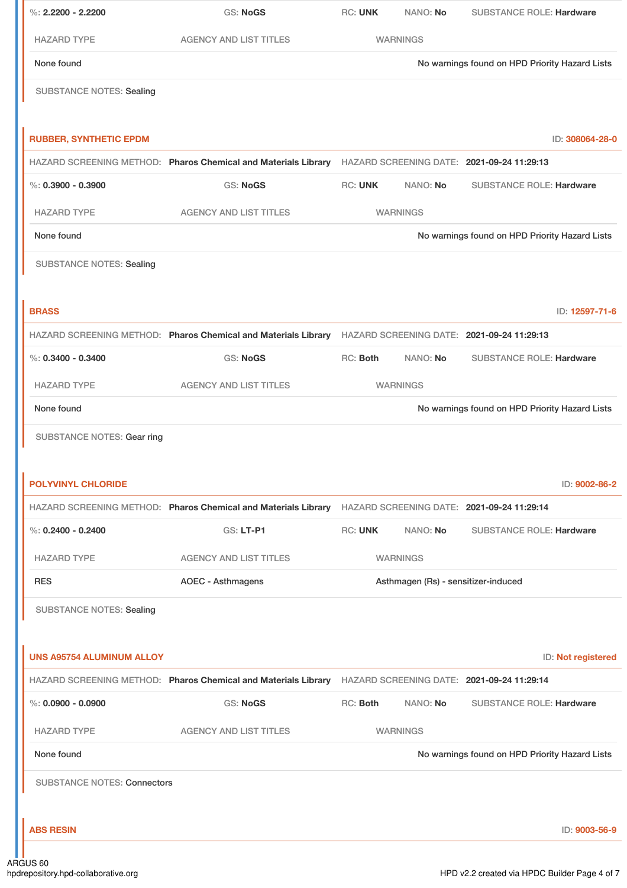%: **2.2200 - 2.2200** | GS: **NoGS** | RC: **UNK** | NANO: **No** | SUBSTANCE ROLE: **Hardware**

| HAZARD TYPE | AGENCY AND LIST TITLES | WARNINGS |
|---|---|---|
| None found | | No warnings found on HPD Priority Hazard Lists |

SUBSTANCE NOTES: Sealing

### RUBBER, SYNTHETIC EPDM

ID: **308064-28-0**

HAZARD SCREENING METHOD: **Pharos Chemical and Materials Library** | HAZARD SCREENING DATE: **2021-09-24 11:29:13**

%: **0.3900 - 0.3900** | GS: **NoGS** | RC: **UNK** | NANO: **No** | SUBSTANCE ROLE: **Hardware**

| HAZARD TYPE | AGENCY AND LIST TITLES | WARNINGS |
|---|---|---|
| None found | | No warnings found on HPD Priority Hazard Lists |

SUBSTANCE NOTES: Sealing

### BRASS

ID: **12597-71-6**

HAZARD SCREENING METHOD: **Pharos Chemical and Materials Library** | HAZARD SCREENING DATE: **2021-09-24 11:29:13**

%: **0.3400 - 0.3400** | GS: **NoGS** | RC: **Both** | NANO: **No** | SUBSTANCE ROLE: **Hardware**

| HAZARD TYPE | AGENCY AND LIST TITLES | WARNINGS |
|---|---|---|
| None found | | No warnings found on HPD Priority Hazard Lists |

SUBSTANCE NOTES: Gear ring

### POLYVINYL CHLORIDE

ID: **9002-86-2**

HAZARD SCREENING METHOD: **Pharos Chemical and Materials Library** | HAZARD SCREENING DATE: **2021-09-24 11:29:14**

%: **0.2400 - 0.2400** | GS: **LT-P1** | RC: **UNK** | NANO: **No** | SUBSTANCE ROLE: **Hardware**

| HAZARD TYPE | AGENCY AND LIST TITLES | WARNINGS |
|---|---|---|
| RES | AOEC - Asthmagens | Asthmagen (Rs) - sensitizer-induced |

SUBSTANCE NOTES: Sealing

### UNS A95754 ALUMINUM ALLOY

ID: **Not registered**

HAZARD SCREENING METHOD: **Pharos Chemical and Materials Library** | HAZARD SCREENING DATE: **2021-09-24 11:29:14**

%: **0.0900 - 0.0900** | GS: **NoGS** | RC: **Both** | NANO: **No** | SUBSTANCE ROLE: **Hardware**

| HAZARD TYPE | AGENCY AND LIST TITLES | WARNINGS |
|---|---|---|
| None found | | No warnings found on HPD Priority Hazard Lists |

SUBSTANCE NOTES: Connectors

### ABS RESIN

ID: **9003-56-9**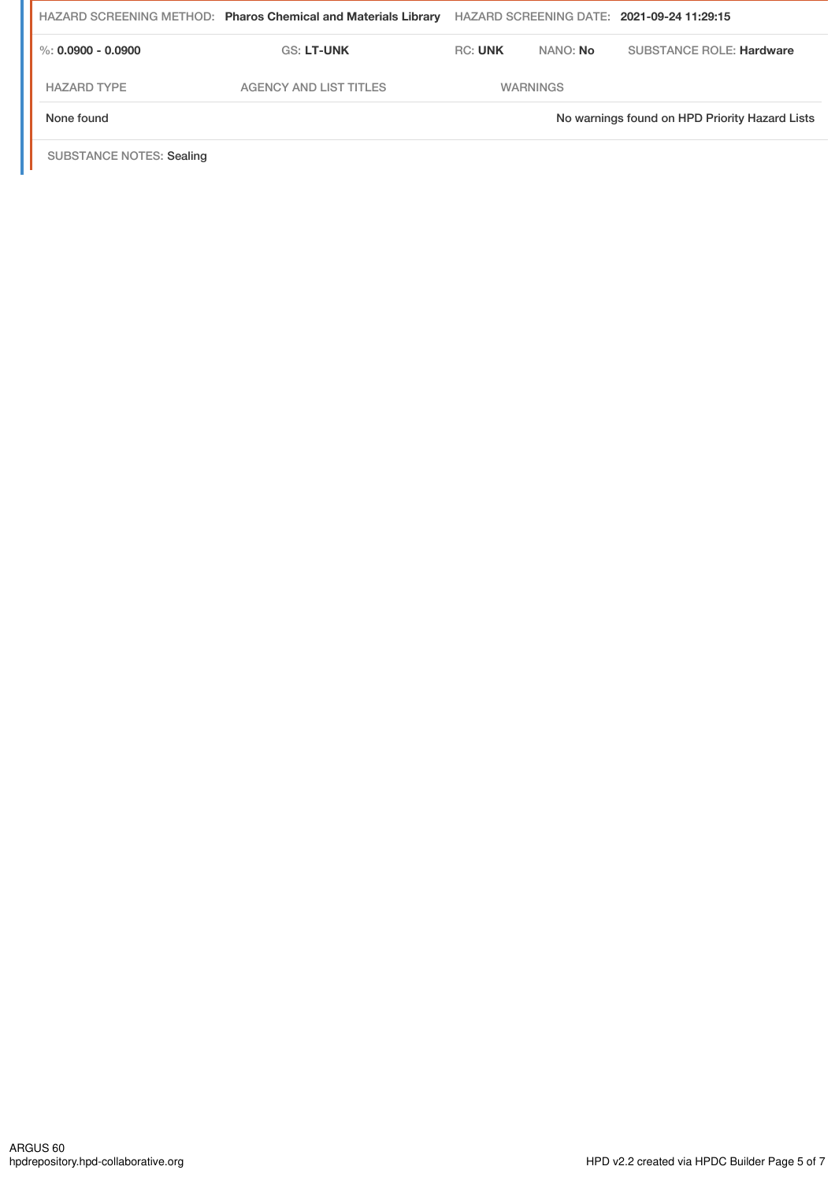HAZARD SCREENING METHOD: **Pharos Chemical and Materials Library** HAZARD SCREENING DATE: **2021-09-24 11:29:15**

| %: **0.0900 - 0.0900** | GS: **LT-UNK** | RC: **UNK** | NANO: **No** | SUBSTANCE ROLE: **Hardware** |
|---|---|---|---|---|

| HAZARD TYPE | AGENCY AND LIST TITLES | WARNINGS |
|---|---|---|
| None found | | No warnings found on HPD Priority Hazard Lists |

SUBSTANCE NOTES: Sealing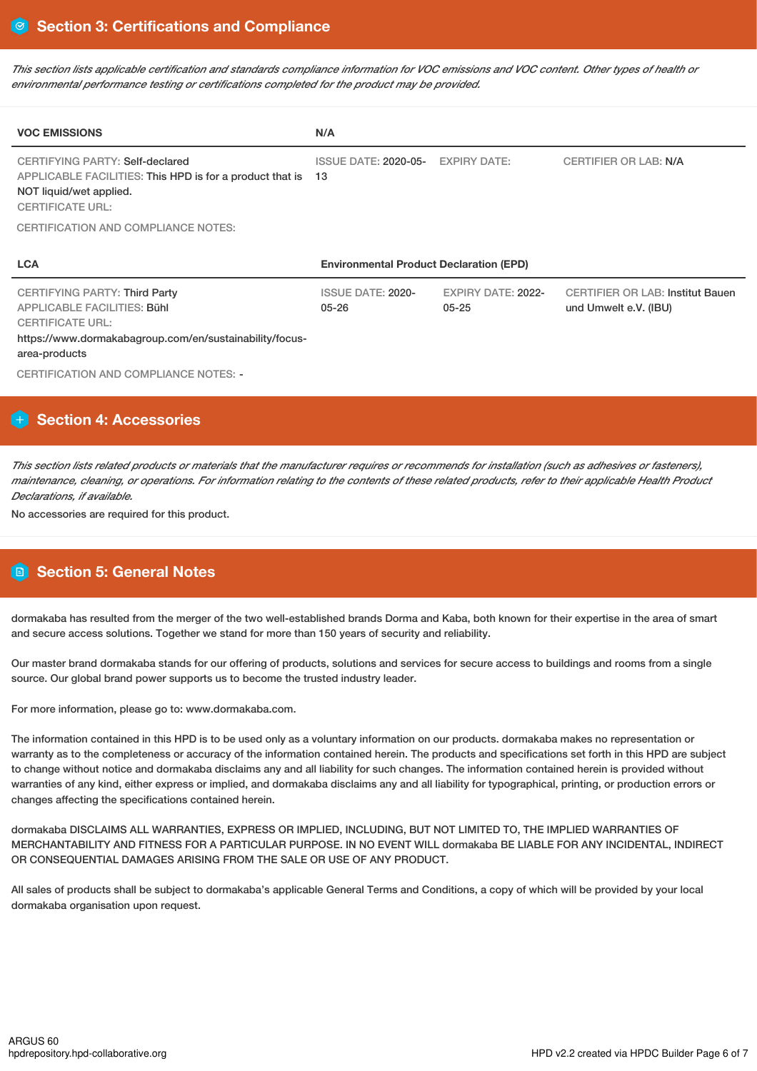## Section 3: Certifications and Compliance

*This section lists applicable certification and standards compliance information for VOC emissions and VOC content. Other types of health or environmental performance testing or certifications completed for the product may be provided.*

| VOC EMISSIONS | N/A | | |
|---|---|---|---|
| CERTIFYING PARTY: Self-declared<br>APPLICABLE FACILITIES: This HPD is for a product that is NOT liquid/wet applied.<br>CERTIFICATE URL: | ISSUE DATE: 2020-05-13 | EXPIRY DATE: | CERTIFIER OR LAB: N/A |

CERTIFICATION AND COMPLIANCE NOTES:

| LCA | Environmental Product Declaration (EPD) | | |
|---|---|---|---|
| CERTIFYING PARTY: Third Party<br>APPLICABLE FACILITIES: Bühl<br>CERTIFICATE URL:<br>https://www.dormakabagroup.com/en/sustainability/focus-area-products | ISSUE DATE: 2020-05-26 | EXPIRY DATE: 2022-05-25 | CERTIFIER OR LAB: Institut Bauen und Umwelt e.V. (IBU) |

CERTIFICATION AND COMPLIANCE NOTES: -

## Section 4: Accessories

*This section lists related products or materials that the manufacturer requires or recommends for installation (such as adhesives or fasteners), maintenance, cleaning, or operations. For information relating to the contents of these related products, refer to their applicable Health Product Declarations, if available.*

No accessories are required for this product.

## Section 5: General Notes

dormakaba has resulted from the merger of the two well-established brands Dorma and Kaba, both known for their expertise in the area of smart and secure access solutions. Together we stand for more than 150 years of security and reliability.

Our master brand dormakaba stands for our offering of products, solutions and services for secure access to buildings and rooms from a single source. Our global brand power supports us to become the trusted industry leader.

For more information, please go to: www.dormakaba.com.

The information contained in this HPD is to be used only as a voluntary information on our products. dormakaba makes no representation or warranty as to the completeness or accuracy of the information contained herein. The products and specifications set forth in this HPD are subject to change without notice and dormakaba disclaims any and all liability for such changes. The information contained herein is provided without warranties of any kind, either express or implied, and dormakaba disclaims any and all liability for typographical, printing, or production errors or changes affecting the specifications contained herein.

dormakaba DISCLAIMS ALL WARRANTIES, EXPRESS OR IMPLIED, INCLUDING, BUT NOT LIMITED TO, THE IMPLIED WARRANTIES OF MERCHANTABILITY AND FITNESS FOR A PARTICULAR PURPOSE. IN NO EVENT WILL dormakaba BE LIABLE FOR ANY INCIDENTAL, INDIRECT OR CONSEQUENTIAL DAMAGES ARISING FROM THE SALE OR USE OF ANY PRODUCT.

All sales of products shall be subject to dormakaba's applicable General Terms and Conditions, a copy of which will be provided by your local dormakaba organisation upon request.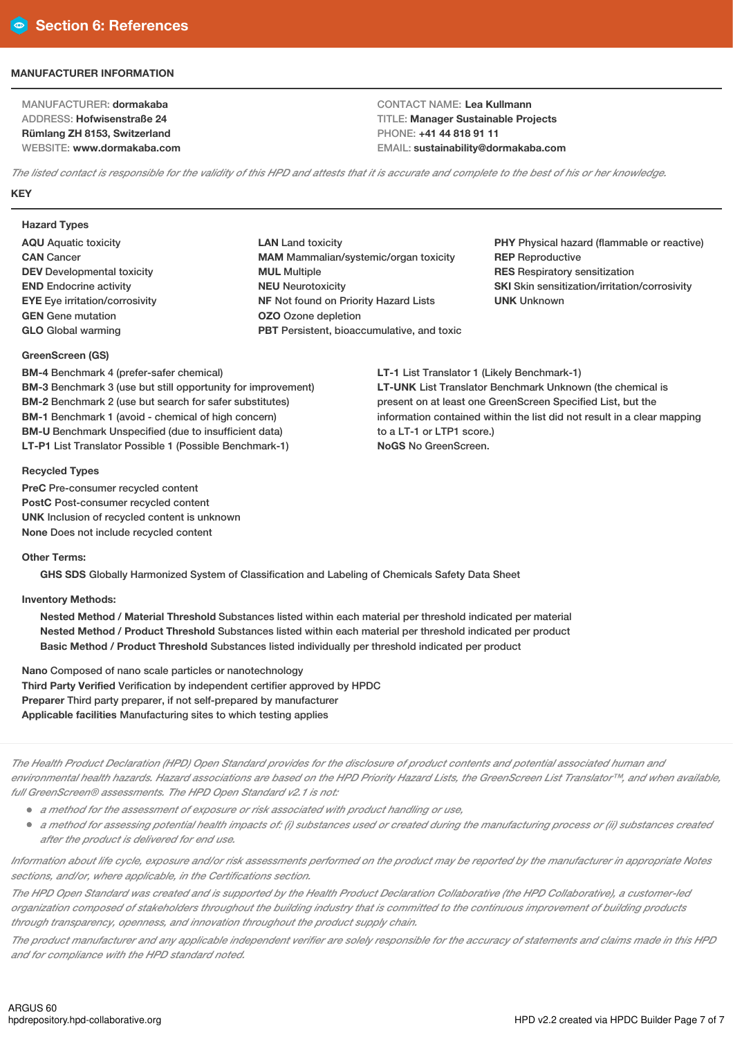## Section 6: References

### MANUFACTURER INFORMATION

MANUFACTURER: **dormakaba**
ADDRESS: **Hofwisenstraße 24**
**Rümlang ZH 8153, Switzerland**
WEBSITE: **www.dormakaba.com**

CONTACT NAME: **Lea Kullmann**
TITLE: **Manager Sustainable Projects**
PHONE: **+41 44 818 91 11**
EMAIL: **sustainability@dormakaba.com**

*The listed contact is responsible for the validity of this HPD and attests that it is accurate and complete to the best of his or her knowledge.*

### KEY

**Hazard Types**

**AQU** Aquatic toxicity
**CAN** Cancer
**DEV** Developmental toxicity
**END** Endocrine activity
**EYE** Eye irritation/corrosivity
**GEN** Gene mutation
**GLO** Global warming
**LAN** Land toxicity
**MAM** Mammalian/systemic/organ toxicity
**MUL** Multiple
**NEU** Neurotoxicity
**NF** Not found on Priority Hazard Lists
**OZO** Ozone depletion
**PBT** Persistent, bioaccumulative, and toxic
**PHY** Physical hazard (flammable or reactive)
**REP** Reproductive
**RES** Respiratory sensitization
**SKI** Skin sensitization/irritation/corrosivity
**UNK** Unknown

**GreenScreen (GS)**

**BM-4** Benchmark 4 (prefer-safer chemical)
**BM-3** Benchmark 3 (use but still opportunity for improvement)
**BM-2** Benchmark 2 (use but search for safer substitutes)
**BM-1** Benchmark 1 (avoid - chemical of high concern)
**BM-U** Benchmark Unspecified (due to insufficient data)
**LT-P1** List Translator Possible 1 (Possible Benchmark-1)
**LT-1** List Translator 1 (Likely Benchmark-1)
**LT-UNK** List Translator Benchmark Unknown (the chemical is present on at least one GreenScreen Specified List, but the information contained within the list did not result in a clear mapping to a LT-1 or LTP1 score.)
**NoGS** No GreenScreen.

**Recycled Types**

**PreC** Pre-consumer recycled content
**PostC** Post-consumer recycled content
**UNK** Inclusion of recycled content is unknown
**None** Does not include recycled content

**Other Terms:**

**GHS SDS** Globally Harmonized System of Classification and Labeling of Chemicals Safety Data Sheet

**Inventory Methods:**

**Nested Method / Material Threshold** Substances listed within each material per threshold indicated per material
**Nested Method / Product Threshold** Substances listed within each material per threshold indicated per product
**Basic Method / Product Threshold** Substances listed individually per threshold indicated per product

**Nano** Composed of nano scale particles or nanotechnology
**Third Party Verified** Verification by independent certifier approved by HPDC
**Preparer** Third party preparer, if not self-prepared by manufacturer
**Applicable facilities** Manufacturing sites to which testing applies

*The Health Product Declaration (HPD) Open Standard provides for the disclosure of product contents and potential associated human and environmental health hazards. Hazard associations are based on the HPD Priority Hazard Lists, the GreenScreen List Translator™, and when available, full GreenScreen® assessments. The HPD Open Standard v2.1 is not:*

- *a method for the assessment of exposure or risk associated with product handling or use,*
- *a method for assessing potential health impacts of: (i) substances used or created during the manufacturing process or (ii) substances created after the product is delivered for end use.*

*Information about life cycle, exposure and/or risk assessments performed on the product may be reported by the manufacturer in appropriate Notes sections, and/or, where applicable, in the Certifications section.*

*The HPD Open Standard was created and is supported by the Health Product Declaration Collaborative (the HPD Collaborative), a customer-led organization composed of stakeholders throughout the building industry that is committed to the continuous improvement of building products through transparency, openness, and innovation throughout the product supply chain.*

*The product manufacturer and any applicable independent verifier are solely responsible for the accuracy of statements and claims made in this HPD and for compliance with the HPD standard noted.*